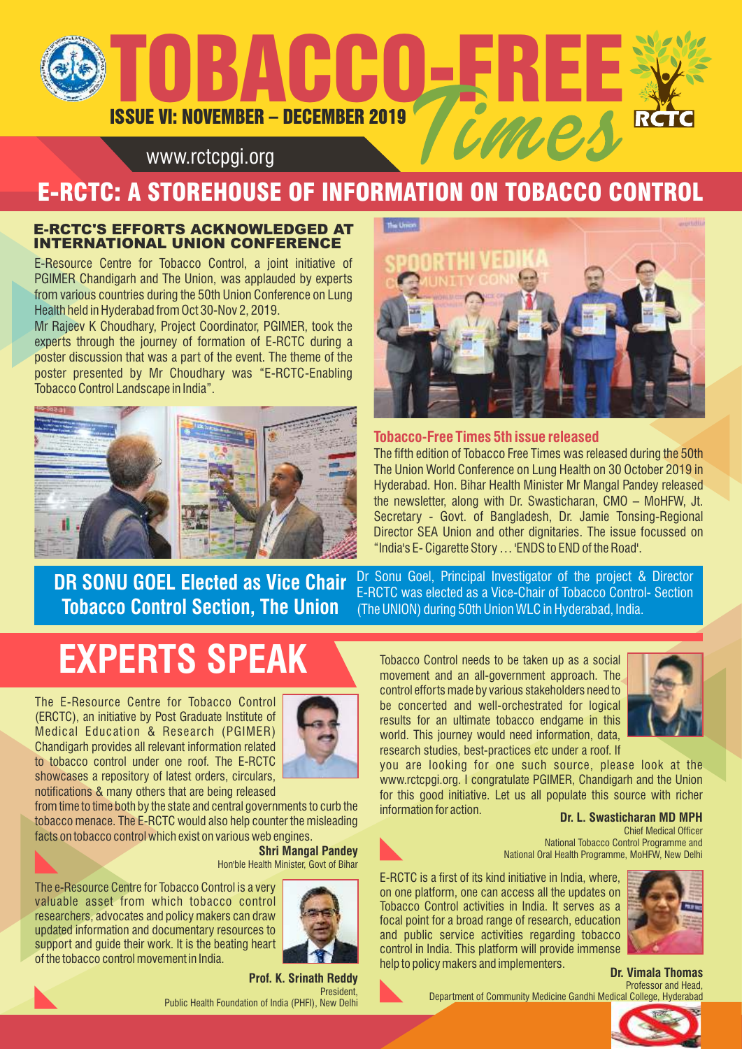# TOBACCO-FREE Times

ISSUE VI: NOVEMBER – DECEMBER 2019

www.rctcpgi.org

## E-RCTC: A STOREHOUSE OF INFORMATION ON TOBACCO CONTROL

### E-RCTC'S EFFORTS ACKNOWLEDGED AT INTERNATIONAL UNION CONFERENCE

E-Resource Centre for Tobacco Control, a joint initiative of PGIMER Chandigarh and The Union, was applauded by experts from various countries during the 50th Union Conference on Lung Health held in Hyderabad from Oct 30-Nov 2, 2019.

Mr Rajeev K Choudhary, Project Coordinator, PGIMER, took the experts through the journey of formation of E-RCTC during a poster discussion that was a part of the event. The theme of the poster presented by Mr Choudhary was "E-RCTC-Enabling Tobacco Control Landscape in India".

### Tobacco-Free Times 5th issue released

The fifth edition of Tobacco Free Times was released during the 50th The Union World Conference on Lung Health on 30 October 2019 in Hyderabad. Hon. Bihar Health Minister Mr Mangal Pandey released the newsletter, along with Dr. Swasticharan, CMO – MoHFW, Jt. Secretary - Govt. of Bangladesh, Dr. Jamie Tonsing-Regional Director SEA Union and other dignitaries. The issue focussed on "India's E- Cigarette Story … 'ENDS to END of the Road'.

### DR SONU GOEL Elected as Vice Chair Tobacco Control Section, The Union

Dr Sonu Goel, Principal Investigator of the project & Director E-RCTC was elected as a Vice-Chair of Tobacco Control- Section (The UNION) during 50th Union WLC in Hyderabad, India.

## EXPERTS SPEAK

The E-Resource Centre for Tobacco Control (ERCTC), an initiative by Post Graduate Institute of Medical Education & Research (PGIMER) Chandigarh provides all relevant information related to tobacco control under one roof. The E-RCTC showcases a repository of latest orders, circulars, notifications & many others that are being released from time to time both by the state and central governments to curb the tobacco menace. The E-RCTC would also help counter the misleading facts on tobacco control which exist on various web engines.

**Shri Mangal Pandey**
Hon'ble Health Minister, Govt of Bihar

The e-Resource Centre for Tobacco Control is a very valuable asset from which tobacco control researchers, advocates and policy makers can draw updated information and documentary resources to support and guide their work. It is the beating heart of the tobacco control movement in India.

**Prof. K. Srinath Reddy**
President,
Public Health Foundation of India (PHFI), New Delhi

Tobacco Control needs to be taken up as a social movement and an all-government approach. The control efforts made by various stakeholders need to be concerted and well-orchestrated for logical results for an ultimate tobacco endgame in this world. This journey would need information, data, research studies, best-practices etc under a roof. If you are looking for one such source, please look at the www.rctcpgi.org. I congratulate PGIMER, Chandigarh and the Union for this good initiative. Let us all populate this source with richer information for action.

**Dr. L. Swasticharan MD MPH**
Chief Medical Officer
National Tobacco Control Programme and
National Oral Health Programme, MoHFW, New Delhi

E-RCTC is a first of its kind initiative in India, where, on one platform, one can access all the updates on Tobacco Control activities in India. It serves as a focal point for a broad range of research, education and public service activities regarding tobacco control in India. This platform will provide immense help to policy makers and implementers.

**Dr. Vimala Thomas**
Professor and Head,
Department of Community Medicine Gandhi Medical College, Hyderabad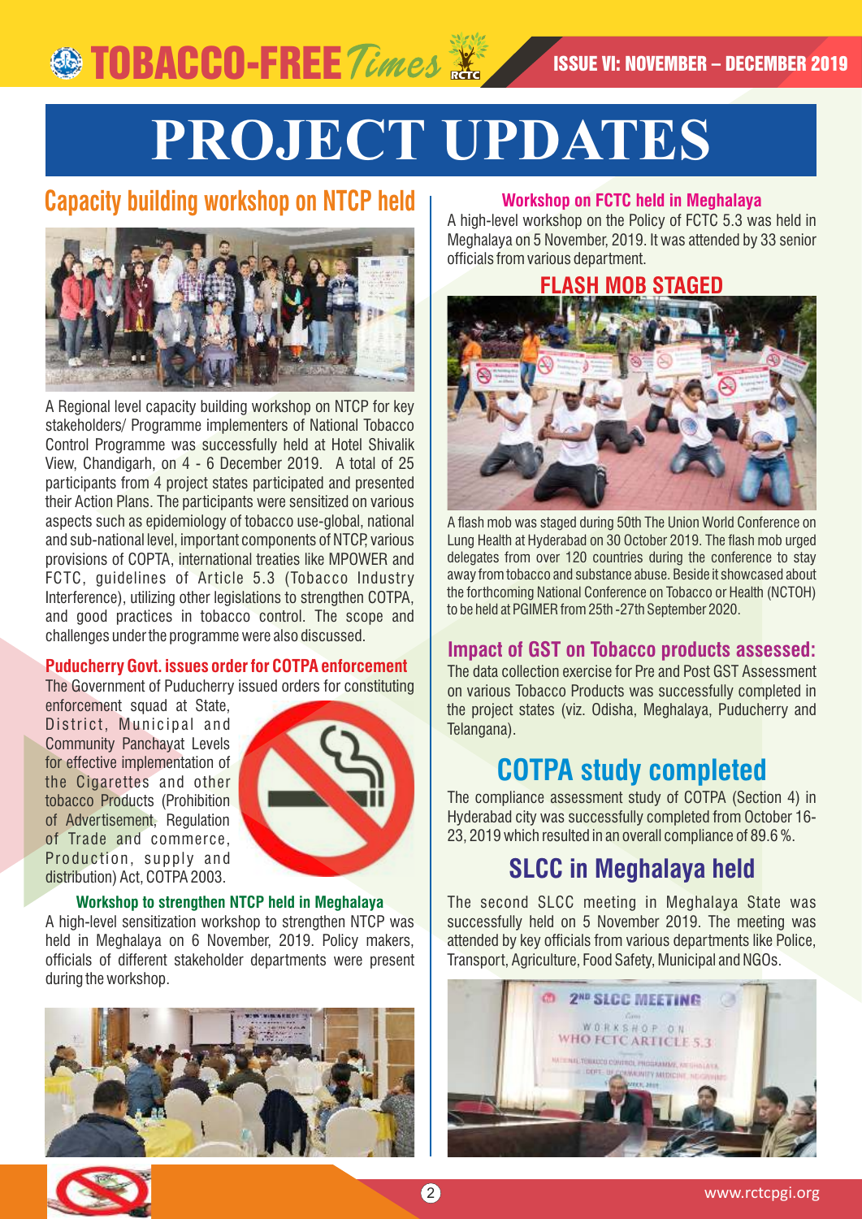# PROJECT UPDATES

## Capacity building workshop on NTCP held

A Regional level capacity building workshop on NTCP for key stakeholders/ Programme implementers of National Tobacco Control Programme was successfully held at Hotel Shivalik View, Chandigarh, on 4 - 6 December 2019. A total of 25 participants from 4 project states participated and presented their Action Plans. The participants were sensitized on various aspects such as epidemiology of tobacco use-global, national and sub-national level, important components of NTCP, various provisions of COPTA, international treaties like MPOWER and FCTC, guidelines of Article 5.3 (Tobacco Industry Interference), utilizing other legislations to strengthen COTPA, and good practices in tobacco control. The scope and challenges under the programme were also discussed.

### Puducherry Govt. issues order for COTPA enforcement

The Government of Puducherry issued orders for constituting enforcement squad at State, District, Municipal and Community Panchayat Levels for effective implementation of the Cigarettes and other tobacco Products (Prohibition of Advertisement, Regulation of Trade and commerce, Production, supply and distribution) Act, COTPA 2003.

### Workshop to strengthen NTCP held in Meghalaya

A high-level sensitization workshop to strengthen NTCP was held in Meghalaya on 6 November, 2019. Policy makers, officials of different stakeholder departments were present during the workshop.

### Workshop on FCTC held in Meghalaya

A high-level workshop on the Policy of FCTC 5.3 was held in Meghalaya on 5 November, 2019. It was attended by 33 senior officials from various department.

## FLASH MOB STAGED

A flash mob was staged during 50th The Union World Conference on Lung Health at Hyderabad on 30 October 2019. The flash mob urged delegates from over 120 countries during the conference to stay away from tobacco and substance abuse. Beside it showcased about the forthcoming National Conference on Tobacco or Health (NCTOH) to be held at PGIMER from 25th -27th September 2020.

### Impact of GST on Tobacco products assessed:

The data collection exercise for Pre and Post GST Assessment on various Tobacco Products was successfully completed in the project states (viz. Odisha, Meghalaya, Puducherry and Telangana).

## COTPA study completed

The compliance assessment study of COTPA (Section 4) in Hyderabad city was successfully completed from October 16-23, 2019 which resulted in an overall compliance of 89.6 %.

## SLCC in Meghalaya held

The second SLCC meeting in Meghalaya State was successfully held on 5 November 2019. The meeting was attended by key officials from various departments like Police, Transport, Agriculture, Food Safety, Municipal and NGOs.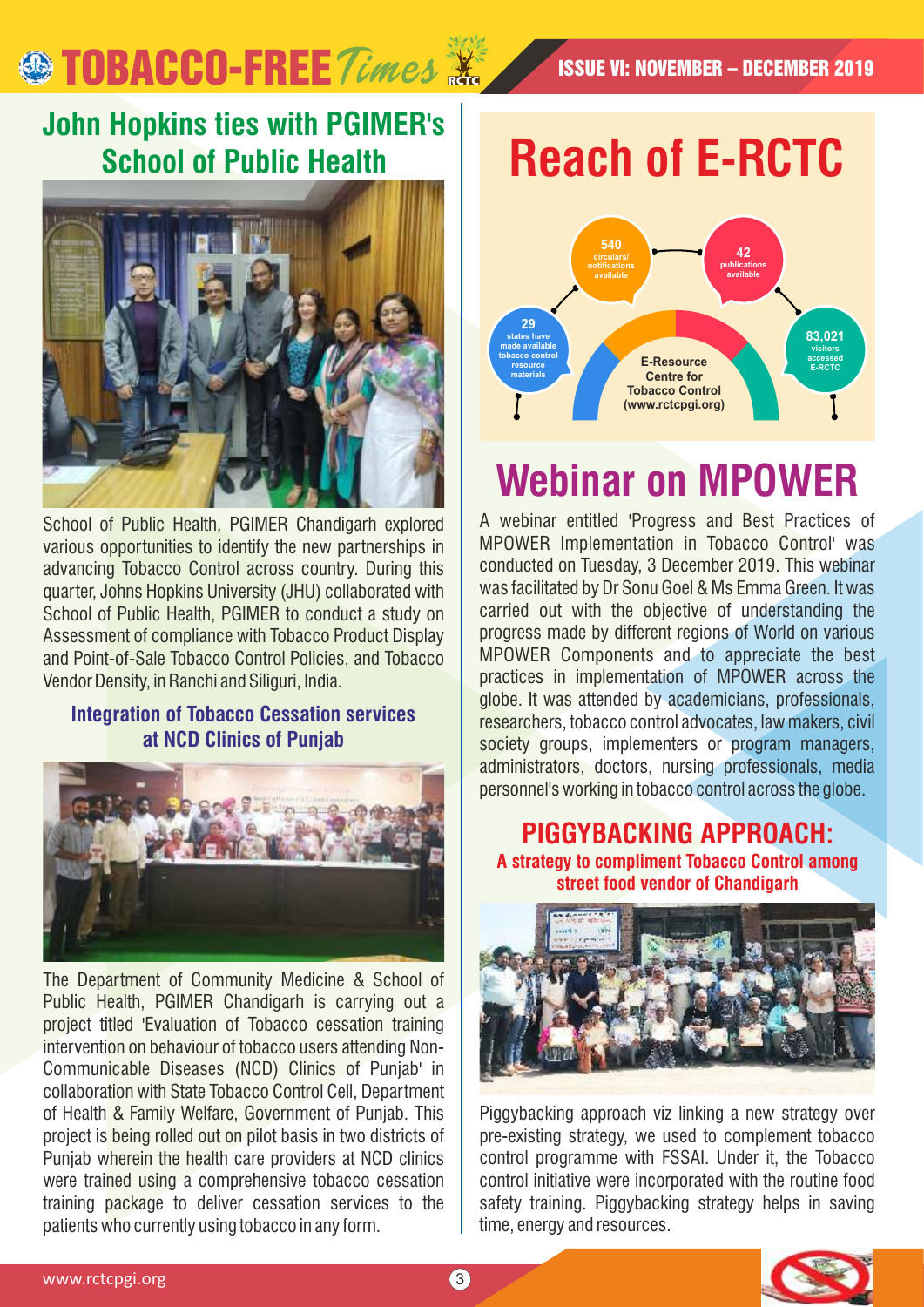## John Hopkins ties with PGIMER's School of Public Health

School of Public Health, PGIMER Chandigarh explored various opportunities to identify the new partnerships in advancing Tobacco Control across country. During this quarter, Johns Hopkins University (JHU) collaborated with School of Public Health, PGIMER to conduct a study on Assessment of compliance with Tobacco Product Display and Point-of-Sale Tobacco Control Policies, and Tobacco Vendor Density, in Ranchi and Siliguri, India.

### Integration of Tobacco Cessation services at NCD Clinics of Punjab

The Department of Community Medicine & School of Public Health, PGIMER Chandigarh is carrying out a project titled 'Evaluation of Tobacco cessation training intervention on behaviour of tobacco users attending Non-Communicable Diseases (NCD) Clinics of Punjab' in collaboration with State Tobacco Control Cell, Department of Health & Family Welfare, Government of Punjab. This project is being rolled out on pilot basis in two districts of Punjab wherein the health care providers at NCD clinics were trained using a comprehensive tobacco cessation training package to deliver cessation services to the patients who currently using tobacco in any form.

## Reach of E-RCTC

E-Resource Centre for Tobacco Control (www.rctcpgi.org)

- **29** states have made available tobacco control resource materials
- **540** circulars/ notifications available
- **42** publications available
- **83,021** visitors accessed E-RCTC

## Webinar on MPOWER

A webinar entitled 'Progress and Best Practices of MPOWER Implementation in Tobacco Control' was conducted on Tuesday, 3 December 2019. This webinar was facilitated by Dr Sonu Goel & Ms Emma Green. It was carried out with the objective of understanding the progress made by different regions of World on various MPOWER Components and to appreciate the best practices in implementation of MPOWER across the globe. It was attended by academicians, professionals, researchers, tobacco control advocates, law makers, civil society groups, implementers or program managers, administrators, doctors, nursing professionals, media personnel's working in tobacco control across the globe.

## PIGGYBACKING APPROACH:

### A strategy to compliment Tobacco Control among street food vendor of Chandigarh

Piggybacking approach viz linking a new strategy over pre-existing strategy, we used to complement tobacco control programme with FSSAI. Under it, the Tobacco control initiative were incorporated with the routine food safety training. Piggybacking strategy helps in saving time, energy and resources.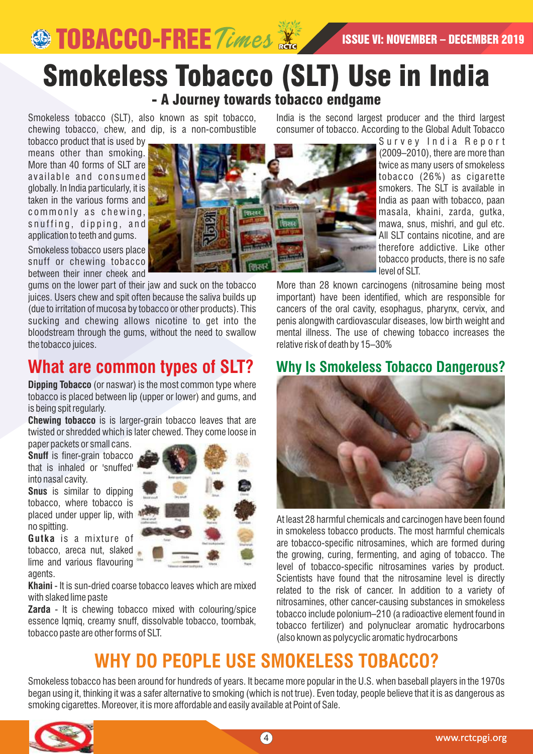# Smokeless Tobacco (SLT) Use in India

## - A Journey towards tobacco endgame

Smokeless tobacco (SLT), also known as spit tobacco, chewing tobacco, chew, and dip, is a non-combustible tobacco product that is used by means other than smoking. More than 40 forms of SLT are available and consumed globally. In India particularly, it is taken in the various forms and commonly as chewing, snuffing, dipping, and application to teeth and gums.

Smokeless tobacco users place snuff or chewing tobacco between their inner cheek and gums on the lower part of their jaw and suck on the tobacco juices. Users chew and spit often because the saliva builds up (due to irritation of mucosa by tobacco or other products). This sucking and chewing allows nicotine to get into the bloodstream through the gums, without the need to swallow the tobacco juices.

## What are common types of SLT?

**Dipping Tobacco** (or naswar) is the most common type where tobacco is placed between lip (upper or lower) and gums, and is being spit regularly.

**Chewing tobacco** is is larger-grain tobacco leaves that are twisted or shredded which is later chewed. They come loose in paper packets or small cans.

**Snuff** is finer-grain tobacco that is inhaled or 'snuffed' into nasal cavity.

**Snus** is similar to dipping tobacco, where tobacco is placed under upper lip, with no spitting.

**Gutka** is a mixture of tobacco, areca nut, slaked lime and various flavouring agents.

**Khaini** - It is sun-dried coarse tobacco leaves which are mixed with slaked lime paste

**Zarda** - It is chewing tobacco mixed with colouring/spice essence Iqmiq, creamy snuff, dissolvable tobacco, toombak, tobacco paste are other forms of SLT.

India is the second largest producer and the third largest consumer of tobacco. According to the Global Adult Tobacco Survey India Report (2009–2010), there are more than twice as many users of smokeless tobacco (26%) as cigarette smokers. The SLT is available in India as paan with tobacco, paan masala, khaini, zarda, gutka, mawa, snus, mishri, and gul etc. All SLT contains nicotine, and are therefore addictive. Like other tobacco products, there is no safe level of SLT.

More than 28 known carcinogens (nitrosamine being most important) have been identified, which are responsible for cancers of the oral cavity, esophagus, pharynx, cervix, and penis alongwith cardiovascular diseases, low birth weight and mental illness. The use of chewing tobacco increases the relative risk of death by 15–30%

## Why Is Smokeless Tobacco Dangerous?

At least 28 harmful chemicals and carcinogen have been found in smokeless tobacco products. The most harmful chemicals are tobacco-specific nitrosamines, which are formed during the growing, curing, fermenting, and aging of tobacco. The level of tobacco-specific nitrosamines varies by product. Scientists have found that the nitrosamine level is directly related to the risk of cancer. In addition to a variety of nitrosamines, other cancer-causing substances in smokeless tobacco include polonium–210 (a radioactive element found in tobacco fertilizer) and polynuclear aromatic hydrocarbons (also known as polycyclic aromatic hydrocarbons

## WHY DO PEOPLE USE SMOKELESS TOBACCO?

Smokeless tobacco has been around for hundreds of years. It became more popular in the U.S. when baseball players in the 1970s began using it, thinking it was a safer alternative to smoking (which is not true). Even today, people believe that it is as dangerous as smoking cigarettes. Moreover, it is more affordable and easily available at Point of Sale.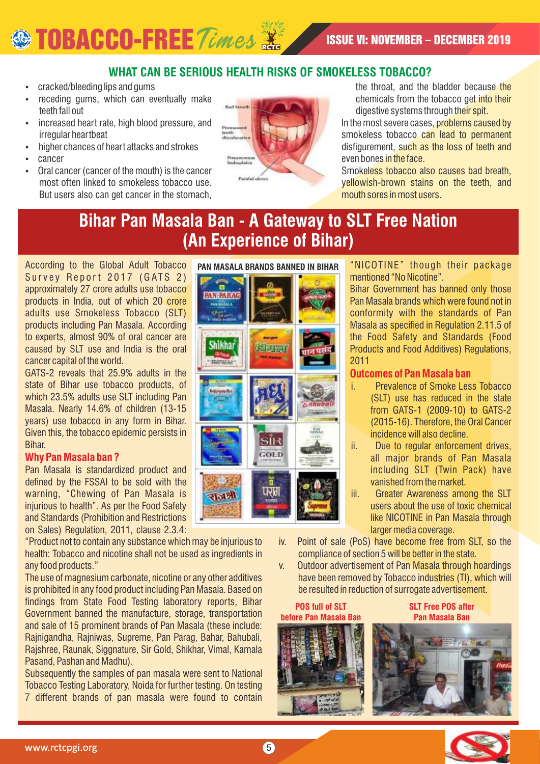## WHAT CAN BE SERIOUS HEALTH RISKS OF SMOKELESS TOBACCO?

- cracked/bleeding lips and gums
- receding gums, which can eventually make teeth fall out
- increased heart rate, high blood pressure, and irregular heartbeat
- higher chances of heart attacks and strokes
- cancer
- Oral cancer (cancer of the mouth) is the cancer most often linked to smokeless tobacco use. But users also can get cancer in the stomach, the throat, and the bladder because the chemicals from the tobacco get into their digestive systems through their spit.

In the most severe cases, problems caused by smokeless tobacco can lead to permanent disfigurement, such as the loss of teeth and even bones in the face.

Smokeless tobacco also causes bad breath, yellowish-brown stains on the teeth, and mouth sores in most users.

# Bihar Pan Masala Ban - A Gateway to SLT Free Nation (An Experience of Bihar)

According to the Global Adult Tobacco Survey Report 2017 (GATS 2) approximately 27 crore adults use tobacco products in India, out of which 20 crore adults use Smokeless Tobacco (SLT) products including Pan Masala. According to experts, almost 90% of oral cancer are caused by SLT use and India is the oral cancer capital of the world.

GATS-2 reveals that 25.9% adults in the state of Bihar use tobacco products, of which 23.5% adults use SLT including Pan Masala. Nearly 14.6% of children (13-15 years) use tobacco in any form in Bihar. Given this, the tobacco epidemic persists in Bihar.

### Why Pan Masala ban ?

Pan Masala is standardized product and defined by the FSSAI to be sold with the warning, "Chewing of Pan Masala is injurious to health". As per the Food Safety and Standards (Prohibition and Restrictions on Sales) Regulation, 2011, clause 2.3.4:

"Product not to contain any substance which may be injurious to health: Tobacco and nicotine shall not be used as ingredients in any food products."

The use of magnesium carbonate, nicotine or any other additives is prohibited in any food product including Pan Masala. Based on findings from State Food Testing laboratory reports, Bihar Government banned the manufacture, storage, transportation and sale of 15 prominent brands of Pan Masala (these include: Rajnigandha, Rajniwas, Supreme, Pan Parag, Bahar, Bahubali, Rajshree, Raunak, Siggnature, Sir Gold, Shikhar, Vimal, Kamala Pasand, Pashan and Madhu).

Subsequently the samples of pan masala were sent to National Tobacco Testing Laboratory, Noida for further testing. On testing 7 different brands of pan masala were found to contain "NICOTINE" though their package mentioned "No Nicotine".

Bihar Government has banned only those Pan Masala brands which were found not in conformity with the standards of Pan Masala as specified in Regulation 2.11.5 of the Food Safety and Standards (Food Products and Food Additives) Regulations, 2011

**PAN MASALA BRANDS BANNED IN BIHAR**

### Outcomes of Pan Masala ban

i. Prevalence of Smoke Less Tobacco (SLT) use has reduced in the state from GATS-1 (2009-10) to GATS-2 (2015-16). Therefore, the Oral Cancer incidence will also decline.

ii. Due to regular enforcement drives, all major brands of Pan Masala including SLT (Twin Pack) have vanished from the market.

iii. Greater Awareness among the SLT users about the use of toxic chemical like NICOTINE in Pan Masala through larger media coverage.

iv. Point of sale (PoS) have become free from SLT, so the compliance of section 5 will be better in the state.

v. Outdoor advertisement of Pan Masala through hoardings have been removed by Tobacco industries (TI), which will be resulted in reduction of surrogate advertisement.

**POS full of SLT before Pan Masala Ban**

**SLT Free POS after Pan Masala Ban**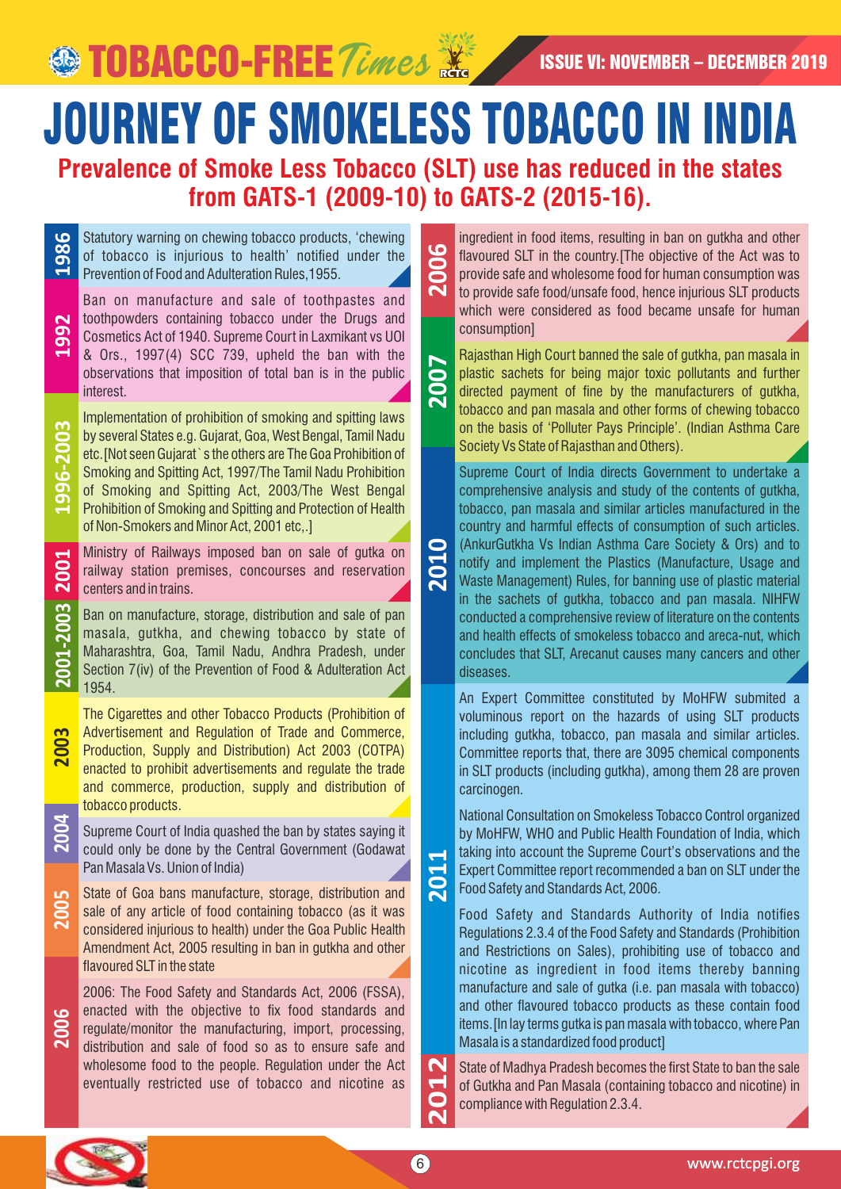# JOURNEY OF SMOKELESS TOBACCO IN INDIA

## Prevalence of Smoke Less Tobacco (SLT) use has reduced in the states from GATS-1 (2009-10) to GATS-2 (2015-16).

**1986**

Statutory warning on chewing tobacco products, 'chewing of tobacco is injurious to health' notified under the Prevention of Food and Adulteration Rules,1955.

**1992**

Ban on manufacture and sale of toothpastes and toothpowders containing tobacco under the Drugs and Cosmetics Act of 1940. Supreme Court in Laxmikant vs UOI & Ors., 1997(4) SCC 739, upheld the ban with the observations that imposition of total ban is in the public interest.

**1996-2003**

Implementation of prohibition of smoking and spitting laws by several States e.g. Gujarat, Goa, West Bengal, Tamil Nadu etc.[Not seen Gujarat`s the others are The Goa Prohibition of Smoking and Spitting Act, 1997/The Tamil Nadu Prohibition of Smoking and Spitting Act, 2003/The West Bengal Prohibition of Smoking and Spitting and Protection of Health of Non-Smokers and Minor Act, 2001 etc,.]

**2001**

Ministry of Railways imposed ban on sale of gutka on railway station premises, concourses and reservation centers and in trains.

**2001-2003**

Ban on manufacture, storage, distribution and sale of pan masala, gutkha, and chewing tobacco by state of Maharashtra, Goa, Tamil Nadu, Andhra Pradesh, under Section 7(iv) of the Prevention of Food & Adulteration Act 1954.

**2003**

The Cigarettes and other Tobacco Products (Prohibition of Advertisement and Regulation of Trade and Commerce, Production, Supply and Distribution) Act 2003 (COTPA) enacted to prohibit advertisements and regulate the trade and commerce, production, supply and distribution of tobacco products.

**2004**

Supreme Court of India quashed the ban by states saying it could only be done by the Central Government (Godawat Pan Masala Vs. Union of India)

**2005**

State of Goa bans manufacture, storage, distribution and sale of any article of food containing tobacco (as it was considered injurious to health) under the Goa Public Health Amendment Act, 2005 resulting in ban in gutkha and other flavoured SLT in the state

**2006**

2006: The Food Safety and Standards Act, 2006 (FSSA), enacted with the objective to fix food standards and regulate/monitor the manufacturing, import, processing, distribution and sale of food so as to ensure safe and wholesome food to the people. Regulation under the Act eventually restricted use of tobacco and nicotine as ingredient in food items, resulting in ban on gutkha and other flavoured SLT in the country.[The objective of the Act was to provide safe and wholesome food for human consumption was to provide safe food/unsafe food, hence injurious SLT products which were considered as food became unsafe for human consumption]

**2007**

Rajasthan High Court banned the sale of gutkha, pan masala in plastic sachets for being major toxic pollutants and further directed payment of fine by the manufacturers of gutkha, tobacco and pan masala and other forms of chewing tobacco on the basis of 'Polluter Pays Principle'. (Indian Asthma Care Society Vs State of Rajasthan and Others).

**2010**

Supreme Court of India directs Government to undertake a comprehensive analysis and study of the contents of gutkha, tobacco, pan masala and similar articles manufactured in the country and harmful effects of consumption of such articles. (AnkurGutkha Vs Indian Asthma Care Society & Ors) and to notify and implement the Plastics (Manufacture, Usage and Waste Management) Rules, for banning use of plastic material in the sachets of gutkha, tobacco and pan masala. NIHFW conducted a comprehensive review of literature on the contents and health effects of smokeless tobacco and areca-nut, which concludes that SLT, Arecanut causes many cancers and other diseases.

**2011**

An Expert Committee constituted by MoHFW submited a voluminous report on the hazards of using SLT products including gutkha, tobacco, pan masala and similar articles. Committee reports that, there are 3095 chemical components in SLT products (including gutkha), among them 28 are proven carcinogen.

National Consultation on Smokeless Tobacco Control organized by MoHFW, WHO and Public Health Foundation of India, which taking into account the Supreme Court's observations and the Expert Committee report recommended a ban on SLT under the Food Safety and Standards Act, 2006.

Food Safety and Standards Authority of India notifies Regulations 2.3.4 of the Food Safety and Standards (Prohibition and Restrictions on Sales), prohibiting use of tobacco and nicotine as ingredient in food items thereby banning manufacture and sale of gutka (i.e. pan masala with tobacco) and other flavoured tobacco products as these contain food items.[In lay terms gutka is pan masala with tobacco, where Pan Masala is a standardized food product]

**2012**

State of Madhya Pradesh becomes the first State to ban the sale of Gutkha and Pan Masala (containing tobacco and nicotine) in compliance with Regulation 2.3.4.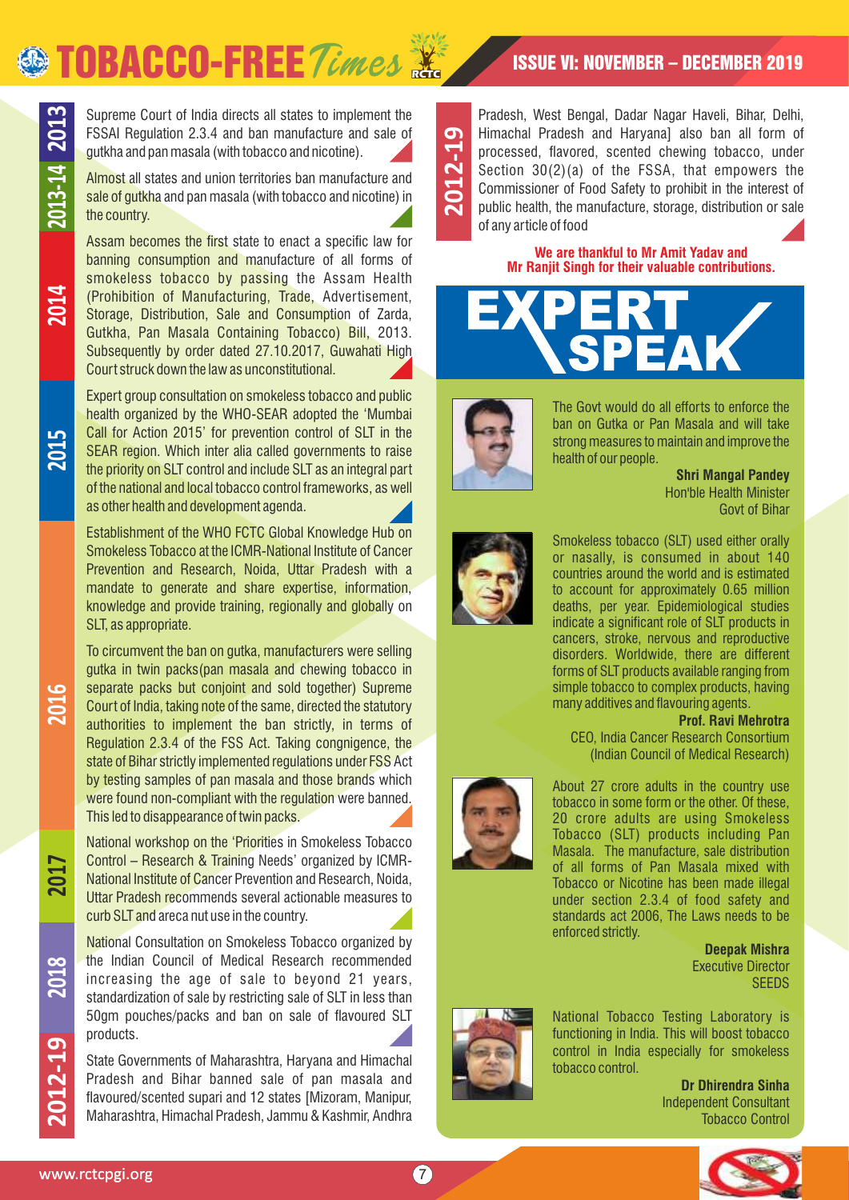**2013**

Supreme Court of India directs all states to implement the FSSAI Regulation 2.3.4 and ban manufacture and sale of gutkha and pan masala (with tobacco and nicotine).

**2013-14**

Almost all states and union territories ban manufacture and sale of gutkha and pan masala (with tobacco and nicotine) in the country.

**2014**

Assam becomes the first state to enact a specific law for banning consumption and manufacture of all forms of smokeless tobacco by passing the Assam Health (Prohibition of Manufacturing, Trade, Advertisement, Storage, Distribution, Sale and Consumption of Zarda, Gutkha, Pan Masala Containing Tobacco) Bill, 2013. Subsequently by order dated 27.10.2017, Guwahati High Court struck down the law as unconstitutional.

**2015**

Expert group consultation on smokeless tobacco and public health organized by the WHO-SEAR adopted the 'Mumbai Call for Action 2015' for prevention control of SLT in the SEAR region. Which inter alia called governments to raise the priority on SLT control and include SLT as an integral part of the national and local tobacco control frameworks, as well as other health and development agenda.

**2016**

Establishment of the WHO FCTC Global Knowledge Hub on Smokeless Tobacco at the ICMR-National Institute of Cancer Prevention and Research, Noida, Uttar Pradesh with a mandate to generate and share expertise, information, knowledge and provide training, regionally and globally on SLT, as appropriate.

To circumvent the ban on gutka, manufacturers were selling gutka in twin packs(pan masala and chewing tobacco in separate packs but conjoint and sold together) Supreme Court of India, taking note of the same, directed the statutory authorities to implement the ban strictly, in terms of Regulation 2.3.4 of the FSS Act. Taking congnigence, the state of Bihar strictly implemented regulations under FSS Act by testing samples of pan masala and those brands which were found non-compliant with the regulation were banned. This led to disappearance of twin packs.

**2017**

National workshop on the 'Priorities in Smokeless Tobacco Control – Research & Training Needs' organized by ICMR-National Institute of Cancer Prevention and Research, Noida, Uttar Pradesh recommends several actionable measures to curb SLT and areca nut use in the country.

**2018**

National Consultation on Smokeless Tobacco organized by the Indian Council of Medical Research recommended increasing the age of sale to beyond 21 years, standardization of sale by restricting sale of SLT in less than 50gm pouches/packs and ban on sale of flavoured SLT products.

**2012-19**

State Governments of Maharashtra, Haryana and Himachal Pradesh and Bihar banned sale of pan masala and flavoured/scented supari and 12 states [Mizoram, Manipur, Maharashtra, Himachal Pradesh, Jammu & Kashmir, Andhra Pradesh, West Bengal, Dadar Nagar Haveli, Bihar, Delhi, Himachal Pradesh and Haryana] also ban all form of processed, flavored, scented chewing tobacco, under Section 30(2)(a) of the FSSA, that empowers the Commissioner of Food Safety to prohibit in the interest of public health, the manufacture, storage, distribution or sale of any article of food

**We are thankful to Mr Amit Yadav and Mr Ranjit Singh for their valuable contributions.**

# EXPERT SPEAK

The Govt would do all efforts to enforce the ban on Gutka or Pan Masala and will take strong measures to maintain and improve the health of our people.

**Shri Mangal Pandey**
Hon'ble Health Minister
Govt of Bihar

Smokeless tobacco (SLT) used either orally or nasally, is consumed in about 140 countries around the world and is estimated to account for approximately 0.65 million deaths, per year. Epidemiological studies indicate a significant role of SLT products in cancers, stroke, nervous and reproductive disorders. Worldwide, there are different forms of SLT products available ranging from simple tobacco to complex products, having many additives and flavouring agents.

**Prof. Ravi Mehrotra**
CEO, India Cancer Research Consortium
(Indian Council of Medical Research)

About 27 crore adults in the country use tobacco in some form or the other. Of these, 20 crore adults are using Smokeless Tobacco (SLT) products including Pan Masala. The manufacture, sale distribution of all forms of Pan Masala mixed with Tobacco or Nicotine has been made illegal under section 2.3.4 of food safety and standards act 2006, The Laws needs to be enforced strictly.

**Deepak Mishra**
Executive Director
SEEDS

National Tobacco Testing Laboratory is functioning in India. This will boost tobacco control in India especially for smokeless tobacco control.

**Dr Dhirendra Sinha**
Independent Consultant
Tobacco Control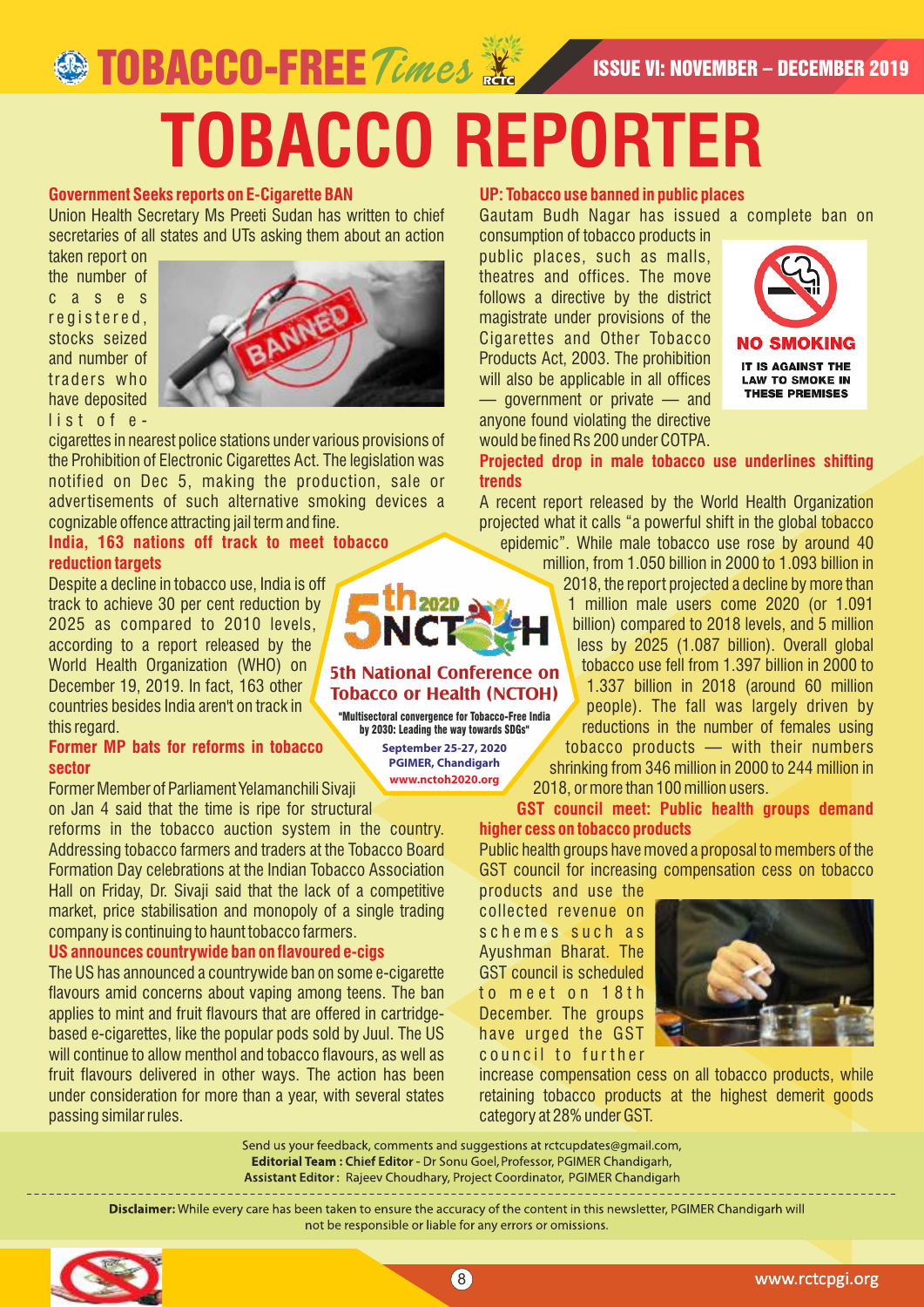# TOBACCO REPORTER

### Government Seeks reports on E-Cigarette BAN

Union Health Secretary Ms Preeti Sudan has written to chief secretaries of all states and UTs asking them about an action taken report on the number of cases registered, stocks seized and number of traders who have deposited list of e-cigarettes in nearest police stations under various provisions of the Prohibition of Electronic Cigarettes Act. The legislation was notified on Dec 5, making the production, sale or advertisements of such alternative smoking devices a cognizable offence attracting jail term and fine.

### India, 163 nations off track to meet tobacco reduction targets

Despite a decline in tobacco use, India is off track to achieve 30 per cent reduction by 2025 as compared to 2010 levels, according to a report released by the World Health Organization (WHO) on December 19, 2019. In fact, 163 other countries besides India aren't on track in this regard.

### Former MP bats for reforms in tobacco sector

Former Member of Parliament Yelamanchili Sivaji on Jan 4 said that the time is ripe for structural reforms in the tobacco auction system in the country. Addressing tobacco farmers and traders at the Tobacco Board Formation Day celebrations at the Indian Tobacco Association Hall on Friday, Dr. Sivaji said that the lack of a competitive market, price stabilisation and monopoly of a single trading company is continuing to haunt tobacco farmers.

### US announces countrywide ban on flavoured e-cigs

The US has announced a countrywide ban on some e-cigarette flavours amid concerns about vaping among teens. The ban applies to mint and fruit flavours that are offered in cartridge-based e-cigarettes, like the popular pods sold by Juul. The US will continue to allow menthol and tobacco flavours, as well as fruit flavours delivered in other ways. The action has been under consideration for more than a year, with several states passing similar rules.

**5th National Conference on Tobacco or Health (NCTOH)**

"Multisectoral convergence for Tobacco-Free India by 2030: Leading the way towards SDGs"

September 25-27, 2020
PGIMER, Chandigarh
www.nctoh2020.org

### UP: Tobacco use banned in public places

Gautam Budh Nagar has issued a complete ban on consumption of tobacco products in public places, such as malls, theatres and offices. The move follows a directive by the district magistrate under provisions of the Cigarettes and Other Tobacco Products Act, 2003. The prohibition will also be applicable in all offices — government or private — and anyone found violating the directive would be fined Rs 200 under COTPA.

NO SMOKING
IT IS AGAINST THE LAW TO SMOKE IN THESE PREMISES

### Projected drop in male tobacco use underlines shifting trends

A recent report released by the World Health Organization projected what it calls "a powerful shift in the global tobacco epidemic". While male tobacco use rose by around 40 million, from 1.050 billion in 2000 to 1.093 billion in 2018, the report projected a decline by more than 1 million male users come 2020 (or 1.091 billion) compared to 2018 levels, and 5 million less by 2025 (1.087 billion). Overall global tobacco use fell from 1.397 billion in 2000 to 1.337 billion in 2018 (around 60 million people). The fall was largely driven by reductions in the number of females using tobacco products — with their numbers shrinking from 346 million in 2000 to 244 million in 2018, or more than 100 million users.

### GST council meet: Public health groups demand higher cess on tobacco products

Public health groups have moved a proposal to members of the GST council for increasing compensation cess on tobacco products and use the collected revenue on schemes such as Ayushman Bharat. The GST council is scheduled to meet on 18th December. The groups have urged the GST council to further increase compensation cess on all tobacco products, while retaining tobacco products at the highest demerit goods category at 28% under GST.

Send us your feedback, comments and suggestions at rctcupdates@gmail.com,
**Editorial Team : Chief Editor** - Dr Sonu Goel, Professor, PGIMER Chandigarh,
**Assistant Editor :** Rajeev Choudhary, Project Coordinator, PGIMER Chandigarh

**Disclaimer:** While every care has been taken to ensure the accuracy of the content in this newsletter, PGIMER Chandigarh will not be responsible or liable for any errors or omissions.

www.rctcpgi.org